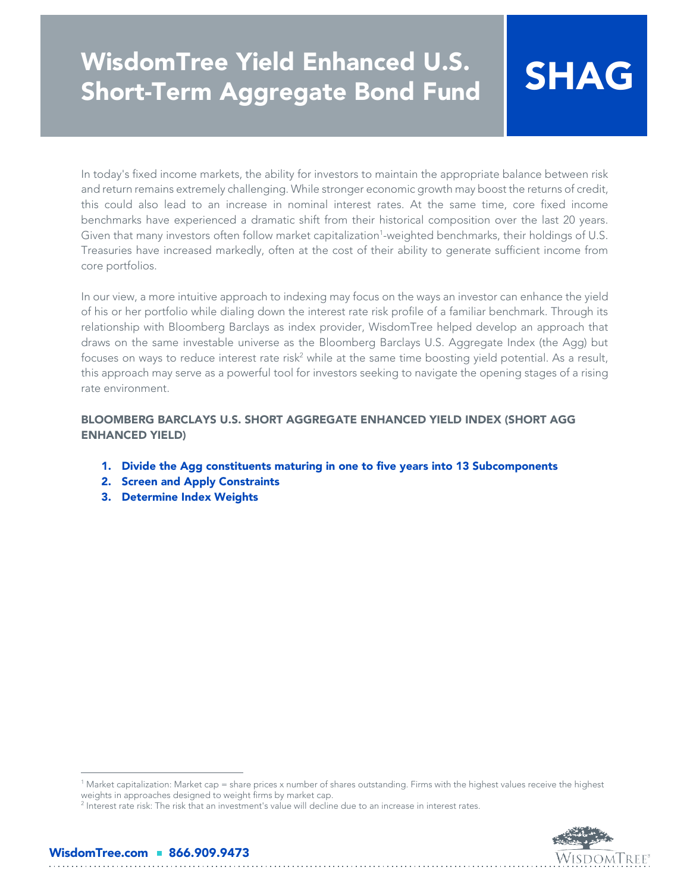# WisdomTree Yield Enhanced U.S. Short-Term Aggregate Bond Fund

# SHAG

In today's fixed income markets, the ability for investors to maintain the appropriate balance between risk and return remains extremely challenging. While stronger economic growth may boost the returns of credit, this could also lead to an increase in nominal interest rates. At the same time, core fixed income benchmarks have experienced a dramatic shift from their historical composition over the last 20 years. Given that many investors often follow market capitalization[1]-weighted benchmarks, their holdings of U.S. Treasuries have increased markedly, often at the cost of their ability to generate sufficient income from core portfolios.

In our view, a more intuitive approach to indexing may focus on the ways an investor can enhance the yield of his or her portfolio while dialing down the interest rate risk profile of a familiar benchmark. Through its relationship with Bloomberg Barclays as index provider, WisdomTree helped develop an approach that draws on the same investable universe as the Bloomberg Barclays U.S. Aggregate Index (the Agg) but focuses on ways to reduce interest rate risk[2] while at the same time boosting yield potential. As a result, this approach may serve as a powerful tool for investors seeking to navigate the opening stages of a rising rate environment.

### BLOOMBERG BARCLAYS U.S. SHORT AGGREGATE ENHANCED YIELD INDEX (SHORT AGG ENHANCED YIELD)

1. **Divide the Agg constituents maturing in one to five years into 13 Subcomponents**
2. **Screen and Apply Constraints**
3. **Determine Index Weights**

---

[1] Market capitalization: Market cap = share prices x number of shares outstanding. Firms with the highest values receive the highest weights in approaches designed to weight firms by market cap.

[2] Interest rate risk: The risk that an investment's value will decline due to an increase in interest rates.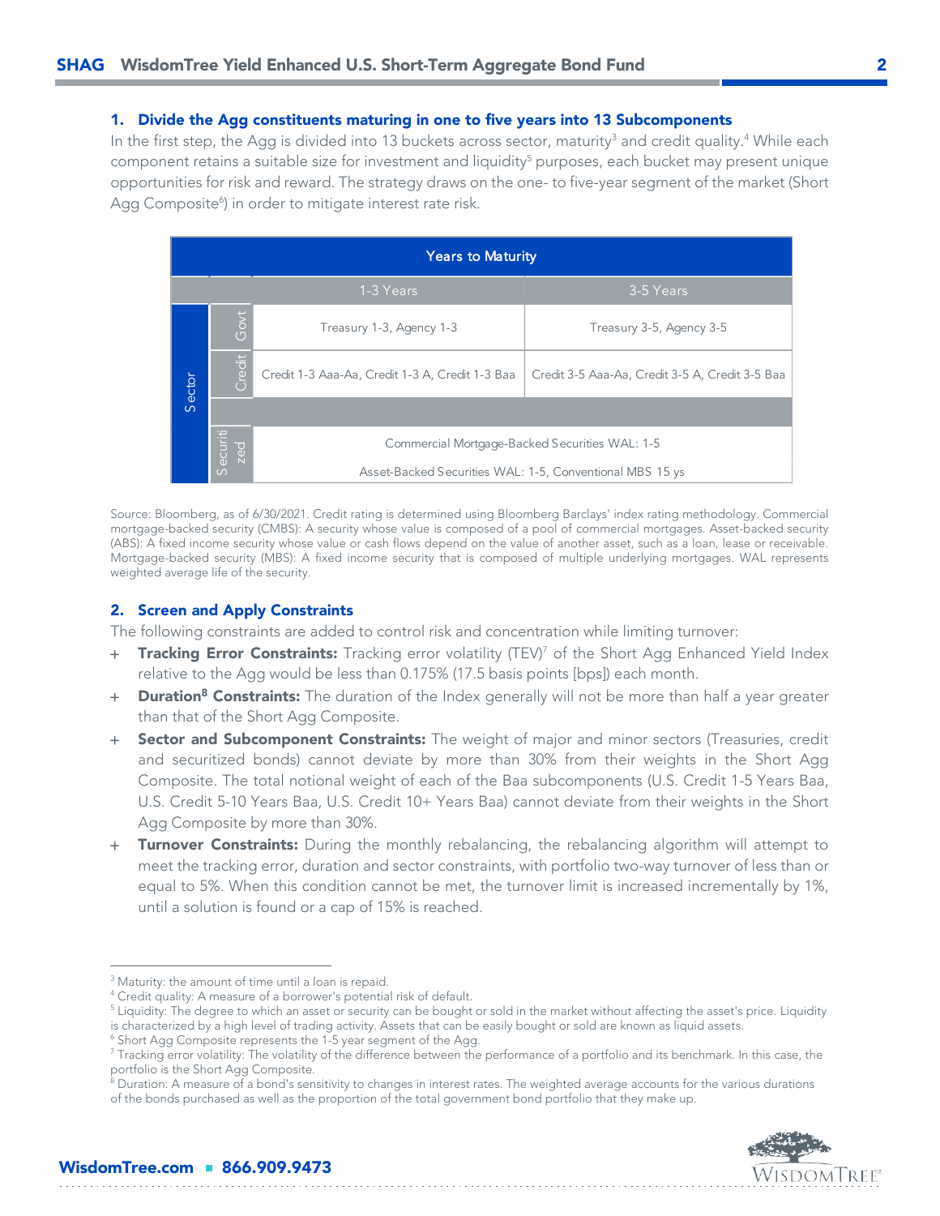### 1. Divide the Agg constituents maturing in one to five years into 13 Subcomponents

In the first step, the Agg is divided into 13 buckets across sector, maturity[3] and credit quality.[4] While each component retains a suitable size for investment and liquidity[5] purposes, each bucket may present unique opportunities for risk and reward. The strategy draws on the one- to five-year segment of the market (Short Agg Composite[6]) in order to mitigate interest rate risk.

| | | Years to Maturity | |
|---|---|---|---|
| | | 1-3 Years | 3-5 Years |
| Sector | Govt | Treasury 1-3, Agency 1-3 | Treasury 3-5, Agency 3-5 |
| | Credit | Credit 1-3 Aaa-Aa, Credit 1-3 A, Credit 1-3 Baa | Credit 3-5 Aaa-Aa, Credit 3-5 A, Credit 3-5 Baa |
| | Securitized | Commercial Mortgage-Backed Securities WAL: 1-5<br>Asset-Backed Securities WAL: 1-5, Conventional MBS 15 ys | |

Source: Bloomberg, as of 6/30/2021. Credit rating is determined using Bloomberg Barclays' index rating methodology. Commercial mortgage-backed security (CMBS): A security whose value is composed of a pool of commercial mortgages. Asset-backed security (ABS): A fixed income security whose value or cash flows depend on the value of another asset, such as a loan, lease or receivable. Mortgage-backed security (MBS): A fixed income security that is composed of multiple underlying mortgages. WAL represents weighted average life of the security.

### 2. Screen and Apply Constraints

The following constraints are added to control risk and concentration while limiting turnover:

- **Tracking Error Constraints:** Tracking error volatility (TEV)[7] of the Short Agg Enhanced Yield Index relative to the Agg would be less than 0.175% (17.5 basis points [bps]) each month.
- **Duration[8] Constraints:** The duration of the Index generally will not be more than half a year greater than that of the Short Agg Composite.
- **Sector and Subcomponent Constraints:** The weight of major and minor sectors (Treasuries, credit and securitized bonds) cannot deviate by more than 30% from their weights in the Short Agg Composite. The total notional weight of each of the Baa subcomponents (U.S. Credit 1-5 Years Baa, U.S. Credit 5-10 Years Baa, U.S. Credit 10+ Years Baa) cannot deviate from their weights in the Short Agg Composite by more than 30%.
- **Turnover Constraints:** During the monthly rebalancing, the rebalancing algorithm will attempt to meet the tracking error, duration and sector constraints, with portfolio two-way turnover of less than or equal to 5%. When this condition cannot be met, the turnover limit is increased incrementally by 1%, until a solution is found or a cap of 15% is reached.

---

[3] Maturity: the amount of time until a loan is repaid.

[4] Credit quality: A measure of a borrower's potential risk of default.

[5] Liquidity: The degree to which an asset or security can be bought or sold in the market without affecting the asset's price. Liquidity is characterized by a high level of trading activity. Assets that can be easily bought or sold are known as liquid assets.

[6] Short Agg Composite represents the 1-5 year segment of the Agg.

[7] Tracking error volatility: The volatility of the difference between the performance of a portfolio and its benchmark. In this case, the portfolio is the Short Agg Composite.

[8] Duration: A measure of a bond's sensitivity to changes in interest rates. The weighted average accounts for the various durations of the bonds purchased as well as the proportion of the total government bond portfolio that they make up.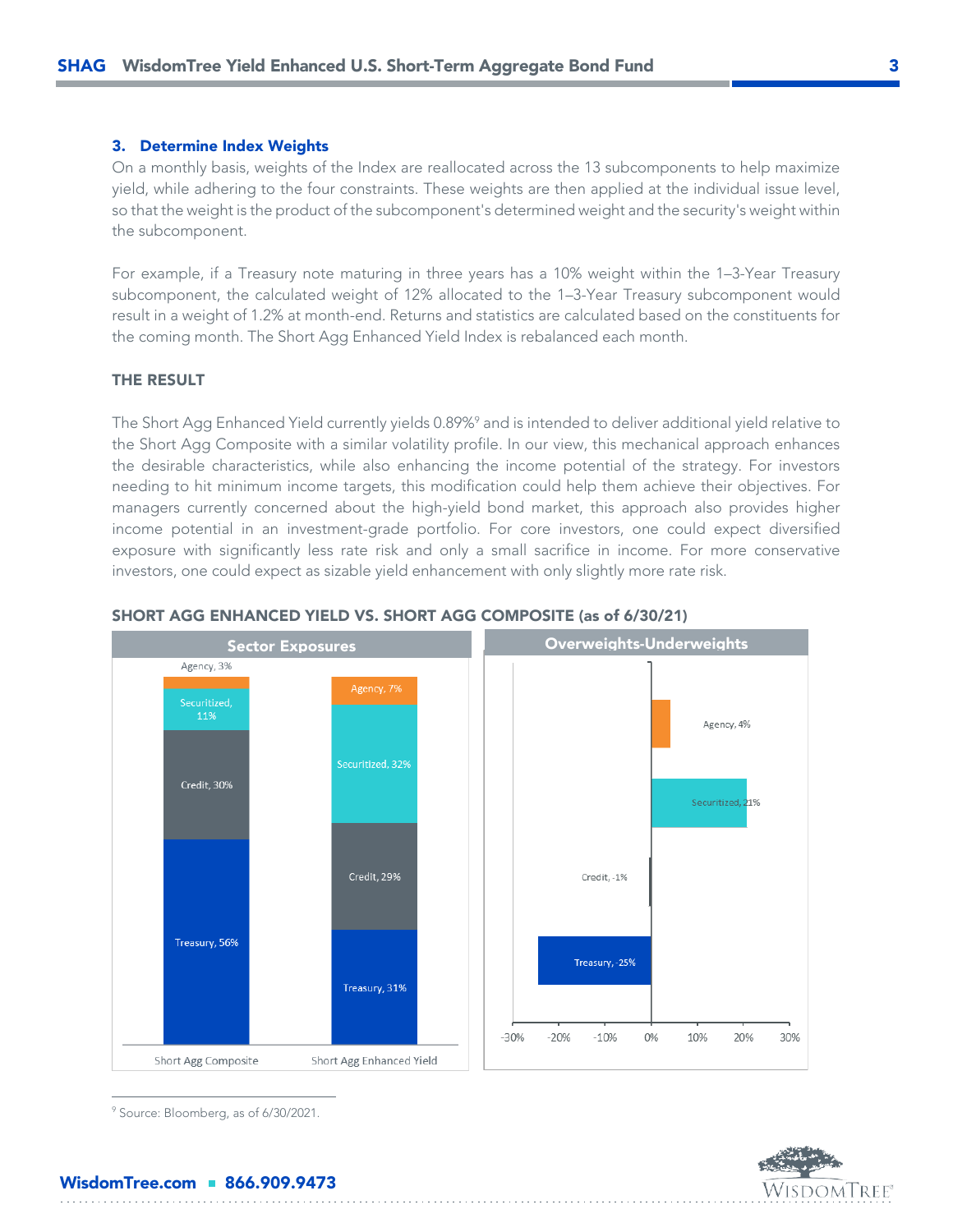### 3. Determine Index Weights

On a monthly basis, weights of the Index are reallocated across the 13 subcomponents to help maximize yield, while adhering to the four constraints. These weights are then applied at the individual issue level, so that the weight is the product of the subcomponent's determined weight and the security's weight within the subcomponent.

For example, if a Treasury note maturing in three years has a 10% weight within the 1–3-Year Treasury subcomponent, the calculated weight of 12% allocated to the 1–3-Year Treasury subcomponent would result in a weight of 1.2% at month-end. Returns and statistics are calculated based on the constituents for the coming month. The Short Agg Enhanced Yield Index is rebalanced each month.

### THE RESULT

The Short Agg Enhanced Yield currently yields 0.89%[9] and is intended to deliver additional yield relative to the Short Agg Composite with a similar volatility profile. In our view, this mechanical approach enhances the desirable characteristics, while also enhancing the income potential of the strategy. For investors needing to hit minimum income targets, this modification could help them achieve their objectives. For managers currently concerned about the high-yield bond market, this approach also provides higher income potential in an investment-grade portfolio. For core investors, one could expect diversified exposure with significantly less rate risk and only a small sacrifice in income. For more conservative investors, one could expect as sizable yield enhancement with only slightly more rate risk.

**SHORT AGG ENHANCED YIELD VS. SHORT AGG COMPOSITE (as of 6/30/21)**

**Sector Exposures**

| Sector | Short Agg Composite | Short Agg Enhanced Yield |
|---|---|---|
| Agency | 3% | 7% |
| Securitized | 11% | 32% |
| Credit | 30% | 29% |
| Treasury | 56% | 31% |

**Overweights-Underweights**

| Sector | Overweight/Underweight |
|---|---|
| Agency | 4% |
| Securitized | 21% |
| Credit | -1% |
| Treasury | -25% |

[9] Source: Bloomberg, as of 6/30/2021.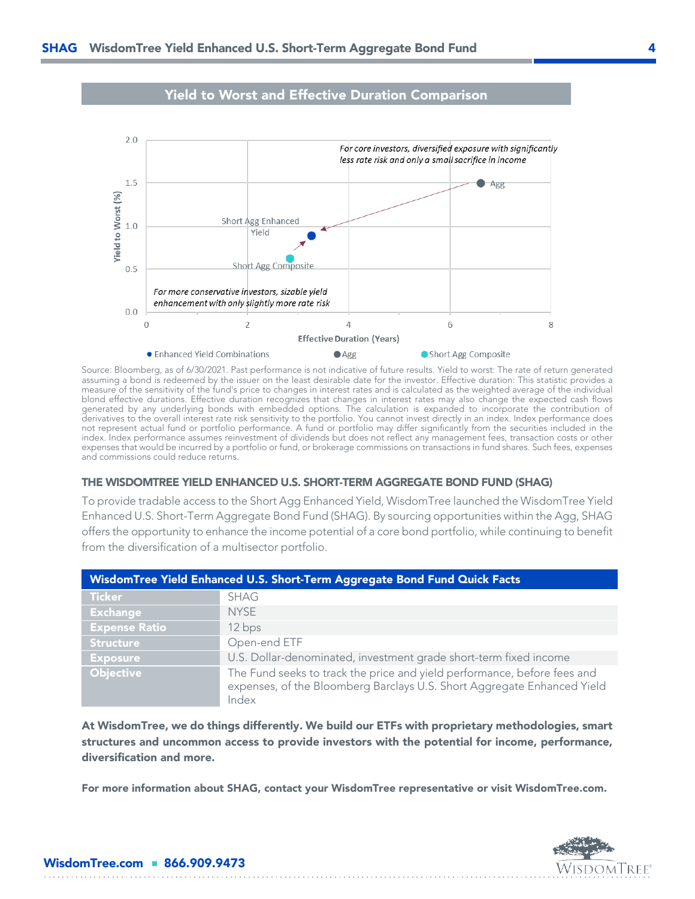## Yield to Worst and Effective Duration Comparison

Yield to Worst (%)

*For core investors, diversified exposure with significantly less rate risk and only a small sacrifice in income*

*For more conservative investors, sizable yield enhancement with only slightly more rate risk*

Effective Duration (Years)

● Enhanced Yield Combinations ● Agg ● Short Agg Composite

Source: Bloomberg, as of 6/30/2021. Past performance is not indicative of future results. Yield to worst: The rate of return generated assuming a bond is redeemed by the issuer on the least desirable date for the investor. Effective duration: This statistic provides a measure of the sensitivity of the fund's price to changes in interest rates and is calculated as the weighted average of the individual blond effective durations. Effective duration recognizes that changes in interest rates may also change the expected cash flows generated by any underlying bonds with embedded options. The calculation is expanded to incorporate the contribution of derivatives to the overall interest rate risk sensitivity to the portfolio. You cannot invest directly in an index. Index performance does not represent actual fund or portfolio performance. A fund or portfolio may differ significantly from the securities included in the index. Index performance assumes reinvestment of dividends but does not reflect any management fees, transaction costs or other expenses that would be incurred by a portfolio or fund, or brokerage commissions on transactions in fund shares. Such fees, expenses and commissions could reduce returns.

### THE WISDOMTREE YIELD ENHANCED U.S. SHORT-TERM AGGREGATE BOND FUND (SHAG)

To provide tradable access to the Short Agg Enhanced Yield, WisdomTree launched the WisdomTree Yield Enhanced U.S. Short-Term Aggregate Bond Fund (SHAG). By sourcing opportunities within the Agg, SHAG offers the opportunity to enhance the income potential of a core bond portfolio, while continuing to benefit from the diversification of a multisector portfolio.

| WisdomTree Yield Enhanced U.S. Short-Term Aggregate Bond Fund Quick Facts | |
|---|---|
| Ticker | SHAG |
| Exchange | NYSE |
| Expense Ratio | 12 bps |
| Structure | Open-end ETF |
| Exposure | U.S. Dollar-denominated, investment grade short-term fixed income |
| Objective | The Fund seeks to track the price and yield performance, before fees and expenses, of the Bloomberg Barclays U.S. Short Aggregate Enhanced Yield Index |

**At WisdomTree, we do things differently. We build our ETFs with proprietary methodologies, smart structures and uncommon access to provide investors with the potential for income, performance, diversification and more.**

**For more information about SHAG, contact your WisdomTree representative or visit WisdomTree.com.**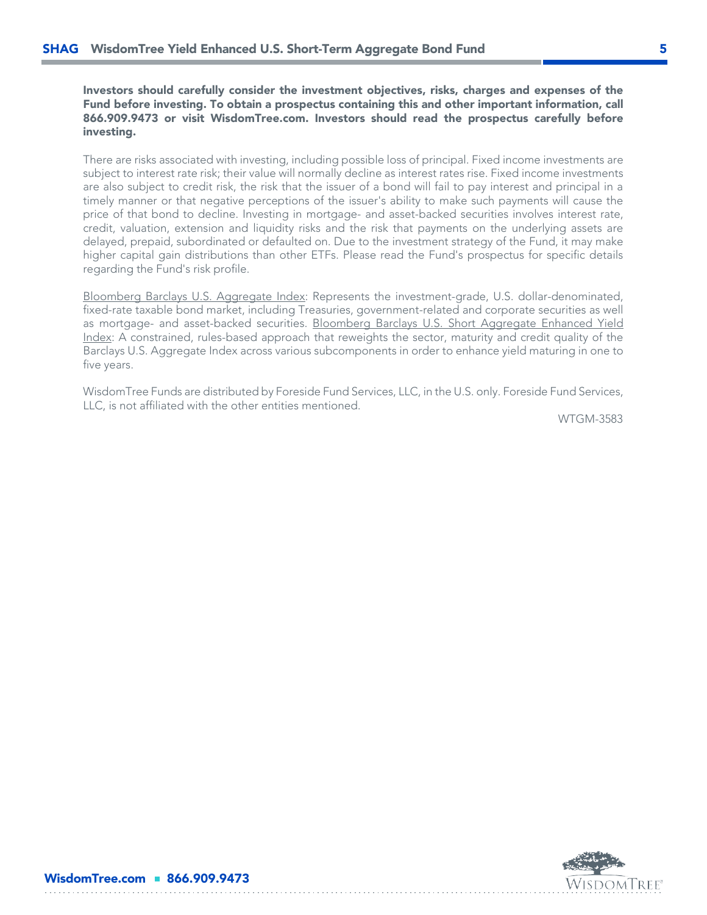**Investors should carefully consider the investment objectives, risks, charges and expenses of the Fund before investing. To obtain a prospectus containing this and other important information, call 866.909.9473 or visit WisdomTree.com. Investors should read the prospectus carefully before investing.**

There are risks associated with investing, including possible loss of principal. Fixed income investments are subject to interest rate risk; their value will normally decline as interest rates rise. Fixed income investments are also subject to credit risk, the risk that the issuer of a bond will fail to pay interest and principal in a timely manner or that negative perceptions of the issuer's ability to make such payments will cause the price of that bond to decline. Investing in mortgage- and asset-backed securities involves interest rate, credit, valuation, extension and liquidity risks and the risk that payments on the underlying assets are delayed, prepaid, subordinated or defaulted on. Due to the investment strategy of the Fund, it may make higher capital gain distributions than other ETFs. Please read the Fund's prospectus for specific details regarding the Fund's risk profile.

Bloomberg Barclays U.S. Aggregate Index: Represents the investment-grade, U.S. dollar-denominated, fixed-rate taxable bond market, including Treasuries, government-related and corporate securities as well as mortgage- and asset-backed securities. Bloomberg Barclays U.S. Short Aggregate Enhanced Yield Index: A constrained, rules-based approach that reweights the sector, maturity and credit quality of the Barclays U.S. Aggregate Index across various subcomponents in order to enhance yield maturing in one to five years.

WisdomTree Funds are distributed by Foreside Fund Services, LLC, in the U.S. only. Foreside Fund Services, LLC, is not affiliated with the other entities mentioned.

WTGM-3583